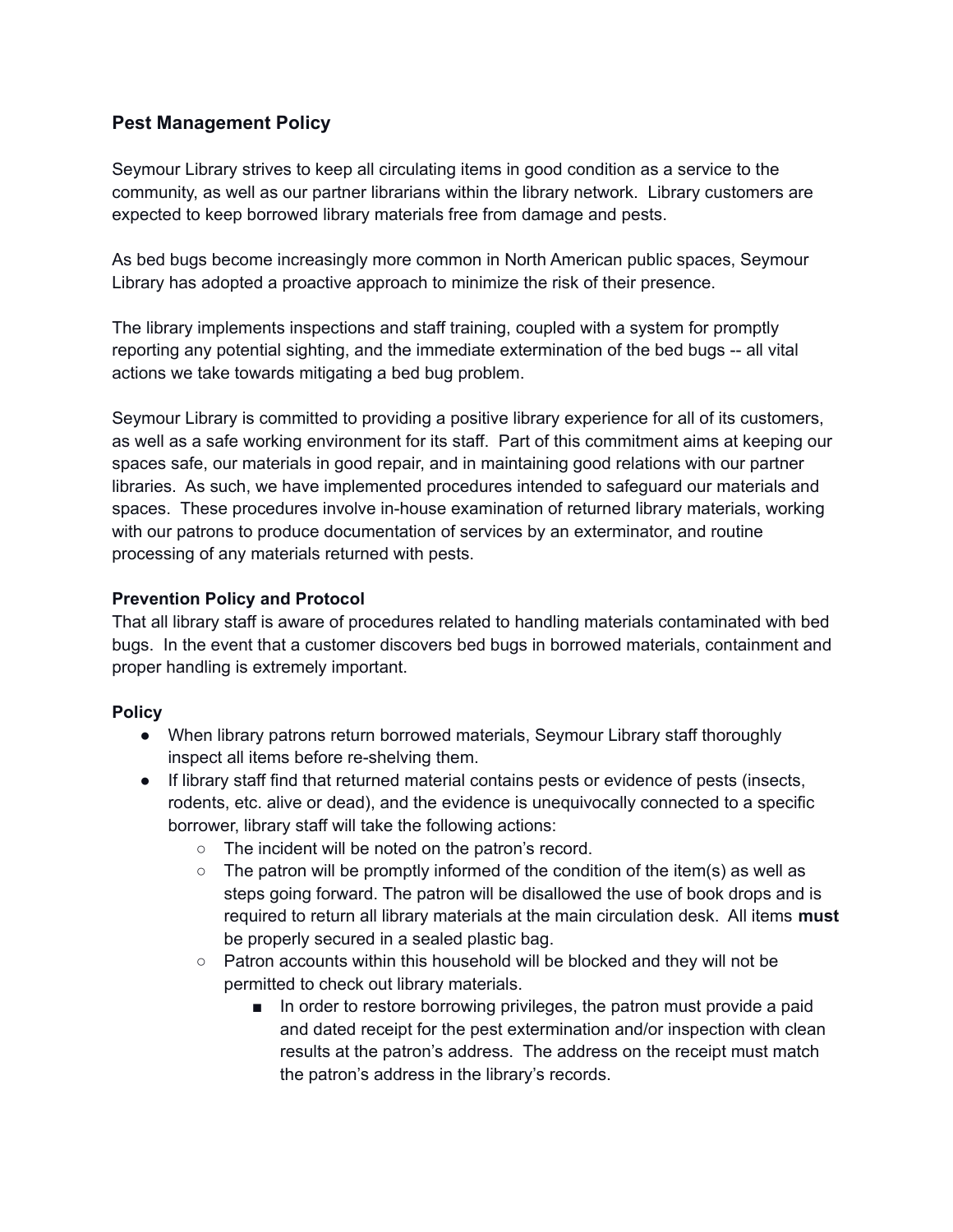## Pest Management Policy

Seymour Library strives to keep all circulating items in good condition as a service to the community, as well as our partner librarians within the library network. Library customers are expected to keep borrowed library materials free from damage and pests.

As bed bugs become increasingly more common in North American public spaces, Seymour Library has adopted a proactive approach to minimize the risk of their presence.

The library implements inspections and staff training, coupled with a system for promptly reporting any potential sighting, and the immediate extermination of the bed bugs -- all vital actions we take towards mitigating a bed bug problem.

Seymour Library is committed to providing a positive library experience for all of its customers, as well as a safe working environment for its staff. Part of this commitment aims at keeping our spaces safe, our materials in good repair, and in maintaining good relations with our partner libraries. As such, we have implemented procedures intended to safeguard our materials and spaces. These procedures involve in-house examination of returned library materials, working with our patrons to produce documentation of services by an exterminator, and routine processing of any materials returned with pests.

### Prevention Policy and Protocol

That all library staff is aware of procedures related to handling materials contaminated with bed bugs. In the event that a customer discovers bed bugs in borrowed materials, containment and proper handling is extremely important.

### Policy

- When library patrons return borrowed materials, Seymour Library staff thoroughly inspect all items before re-shelving them.
- If library staff find that returned material contains pests or evidence of pests (insects, rodents, etc. alive or dead), and the evidence is unequivocally connected to a specific borrower, library staff will take the following actions:
    - The incident will be noted on the patron's record.
    - The patron will be promptly informed of the condition of the item(s) as well as steps going forward. The patron will be disallowed the use of book drops and is required to return all library materials at the main circulation desk. All items **must** be properly secured in a sealed plastic bag.
    - Patron accounts within this household will be blocked and they will not be permitted to check out library materials.
        - In order to restore borrowing privileges, the patron must provide a paid and dated receipt for the pest extermination and/or inspection with clean results at the patron's address. The address on the receipt must match the patron's address in the library's records.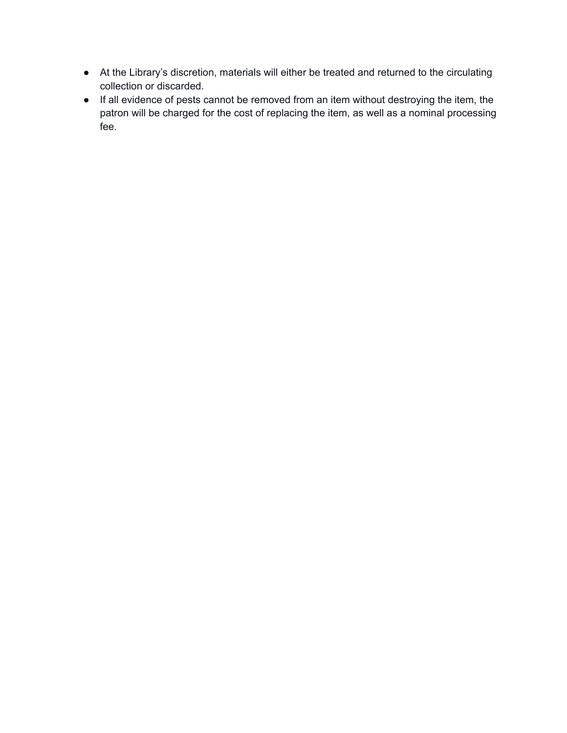- At the Library's discretion, materials will either be treated and returned to the circulating collection or discarded.
- If all evidence of pests cannot be removed from an item without destroying the item, the patron will be charged for the cost of replacing the item, as well as a nominal processing fee.